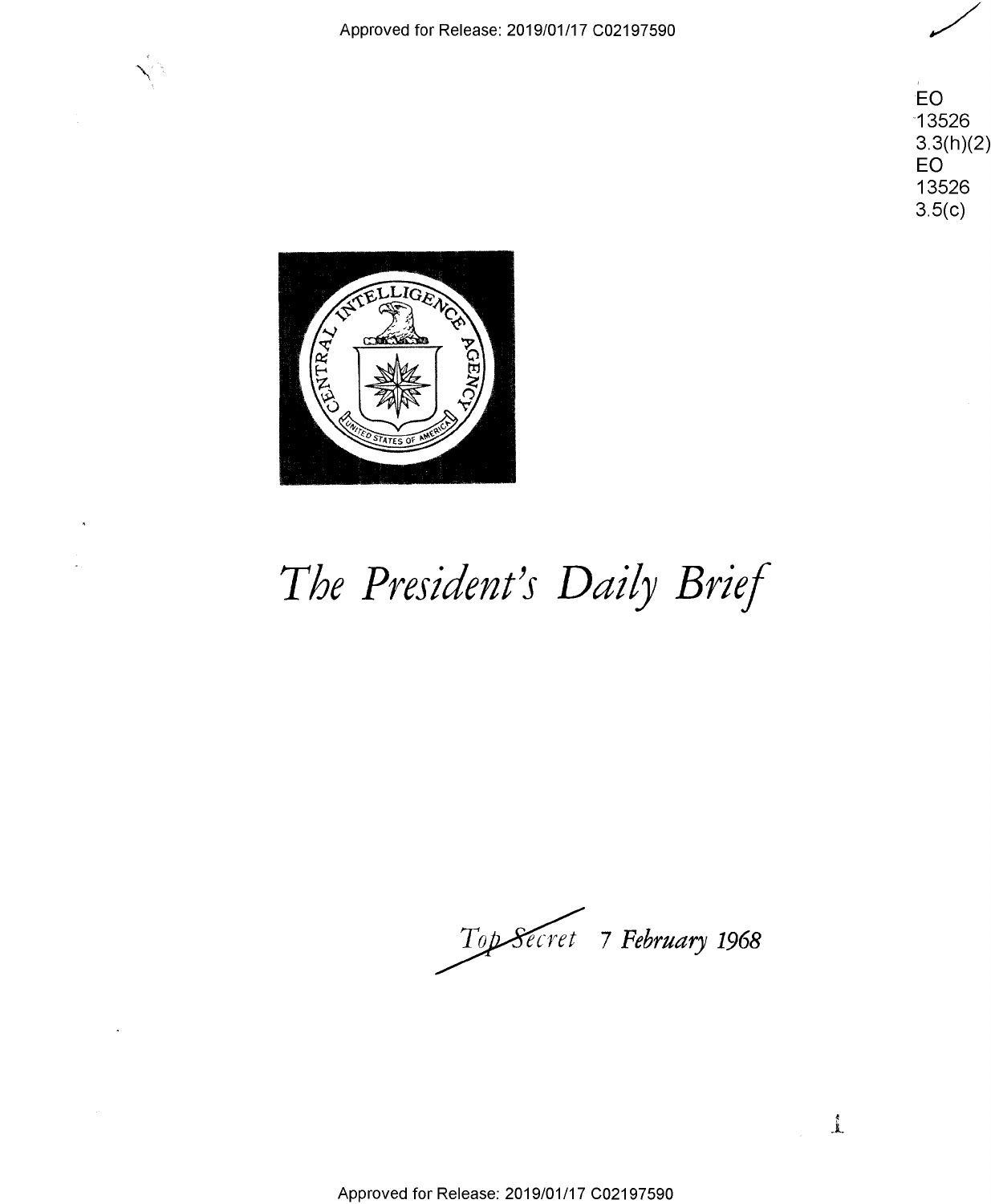EO 13526 3.3(h)(2)
EO 13526 3.5(c)

# *The President's Daily Brief*

*Top Secret* 7 February 1968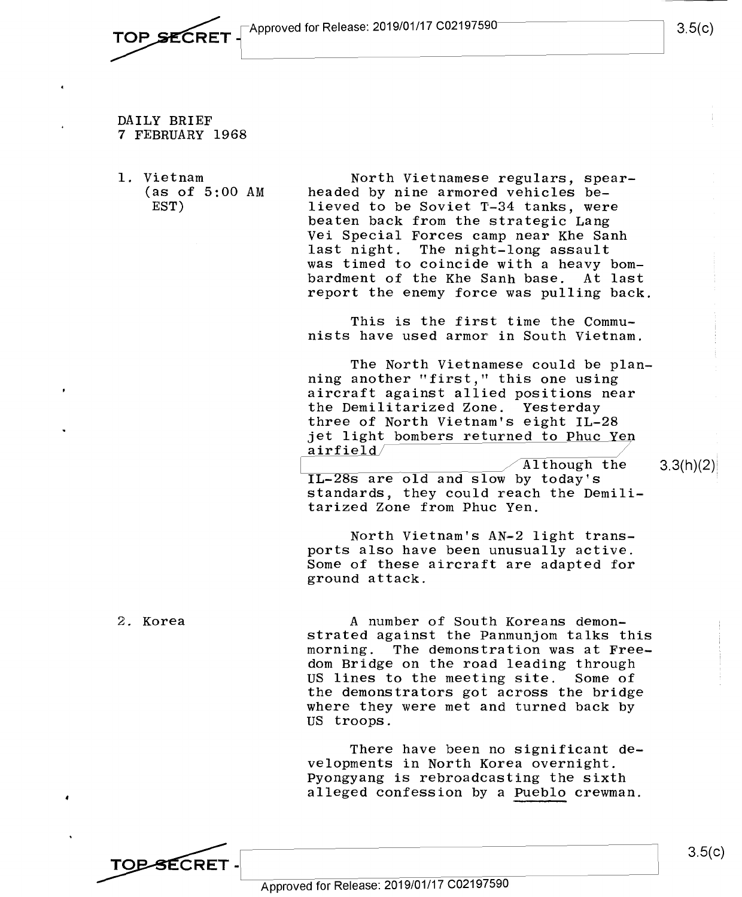TOP SECRET - Approved for Release: 2019/01/17 C02197590

3.5(c)

DAILY BRIEF
7 FEBRUARY 1968

1. Vietnam (as of 5:00 AM EST)

North Vietnamese regulars, spearheaded by nine armored vehicles believed to be Soviet T-34 tanks, were beaten back from the strategic Lang Vei Special Forces camp near Khe Sanh last night. The night-long assault was timed to coincide with a heavy bombardment of the Khe Sanh base. At last report the enemy force was pulling back.

This is the first time the Communists have used armor in South Vietnam.

The North Vietnamese could be planning another "first," this one using aircraft against allied positions near the Demilitarized Zone. Yesterday three of North Vietnam's eight IL-28 jet light bombers returned to Phuc Yen airfield [redacted] Although the IL-28s are old and slow by today's standards, they could reach the Demilitarized Zone from Phuc Yen.

3.3(h)(2)

North Vietnam's AN-2 light transports also have been unusually active. Some of these aircraft are adapted for ground attack.

2. Korea

A number of South Koreans demonstrated against the Panmunjom talks this morning. The demonstration was at Freedom Bridge on the road leading through US lines to the meeting site. Some of the demonstrators got across the bridge where they were met and turned back by US troops.

There have been no significant developments in North Korea overnight. Pyongyang is rebroadcasting the sixth alleged confession by a Pueblo crewman.

TOP SECRET -

3.5(c)

Approved for Release: 2019/01/17 C02197590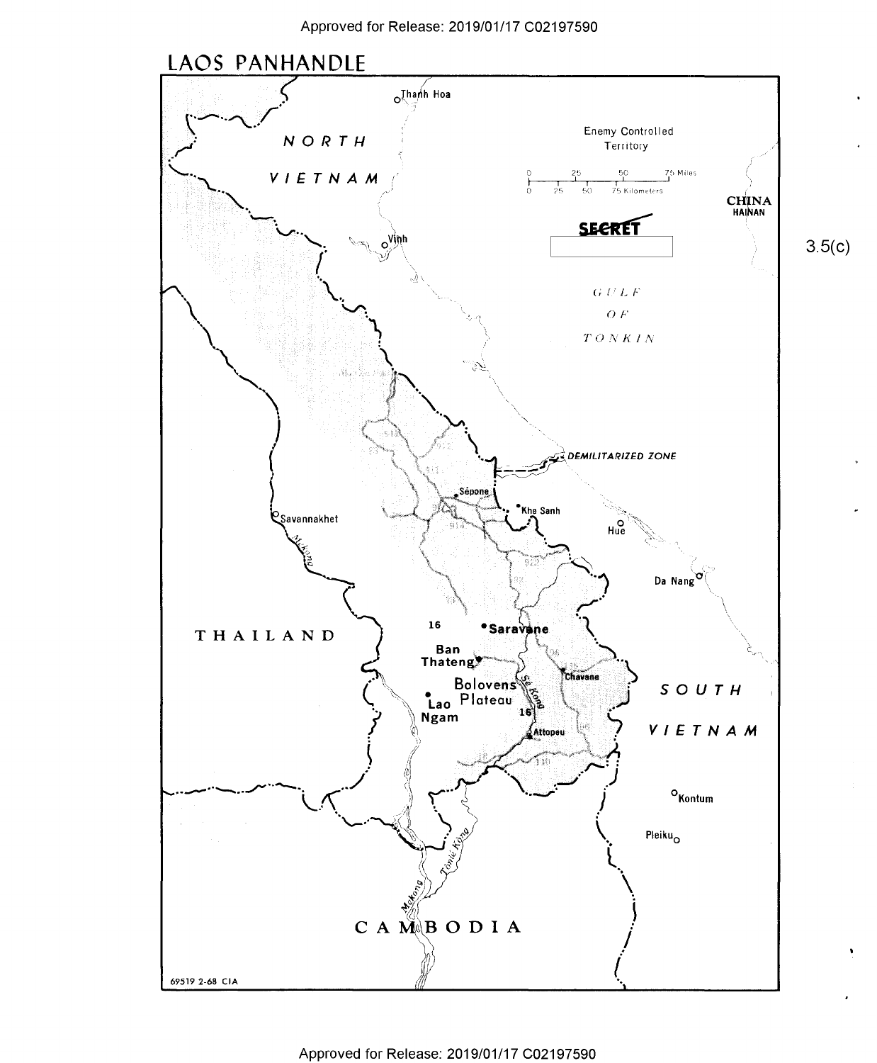# LAOS PANHANDLE

Enemy Controlled Territory

0 25 50 75 Miles

0 25 50 75 Kilometers

SECRET

3.5(c)

NORTH VIETNAM

CHINA
HAINAN

GULF OF TONKIN

DEMILITARIZED ZONE

Thanh Hoa

Vinh

Sépone

Khe Sanh

Hue

Da Nang

Savannakhet

Mekong

THAILAND

16

Saravane

Ban Thateng

Bolovens Plateau

Lao Ngam

Se Kong

Chavane

Attopeu

SOUTH VIETNAM

Kontum

Pleiku

Tonle Kong

Mekong

CAMBODIA

69519 2-68 CIA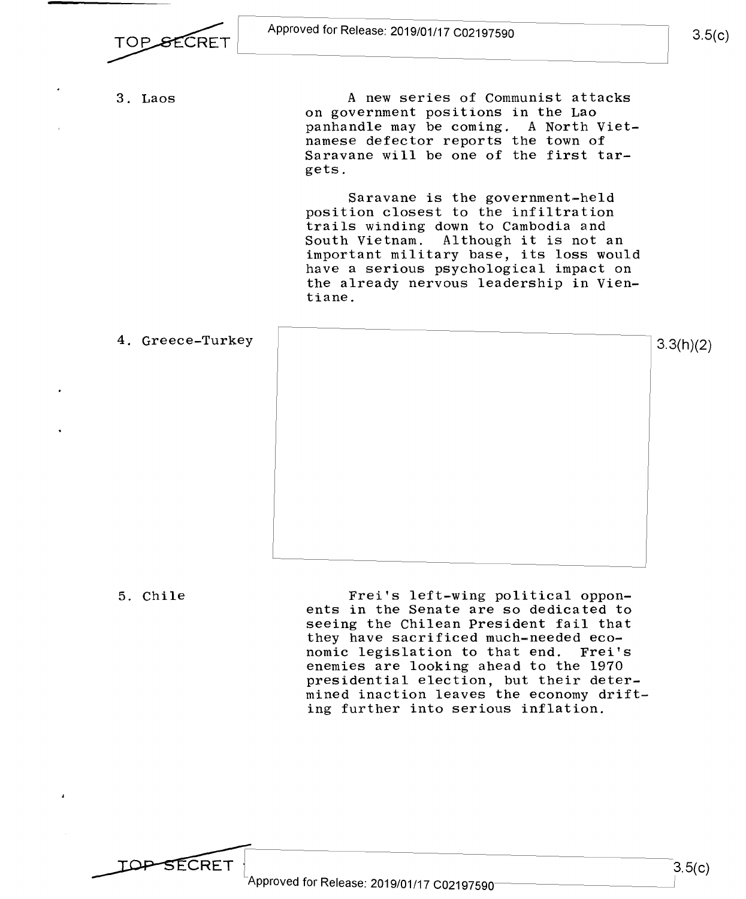3. Laos

A new series of Communist attacks on government positions in the Lao panhandle may be coming. A North Vietnamese defector reports the town of Saravane will be one of the first targets.

Saravane is the government-held position closest to the infiltration trails winding down to Cambodia and South Vietnam. Although it is not an important military base, its loss would have a serious psychological impact on the already nervous leadership in Vientiane.

4. Greece-Turkey

3.3(h)(2)

5. Chile

Frei's left-wing political opponents in the Senate are so dedicated to seeing the Chilean President fail that they have sacrificed much-needed economic legislation to that end. Frei's enemies are looking ahead to the 1970 presidential election, but their determined inaction leaves the economy drifting further into serious inflation.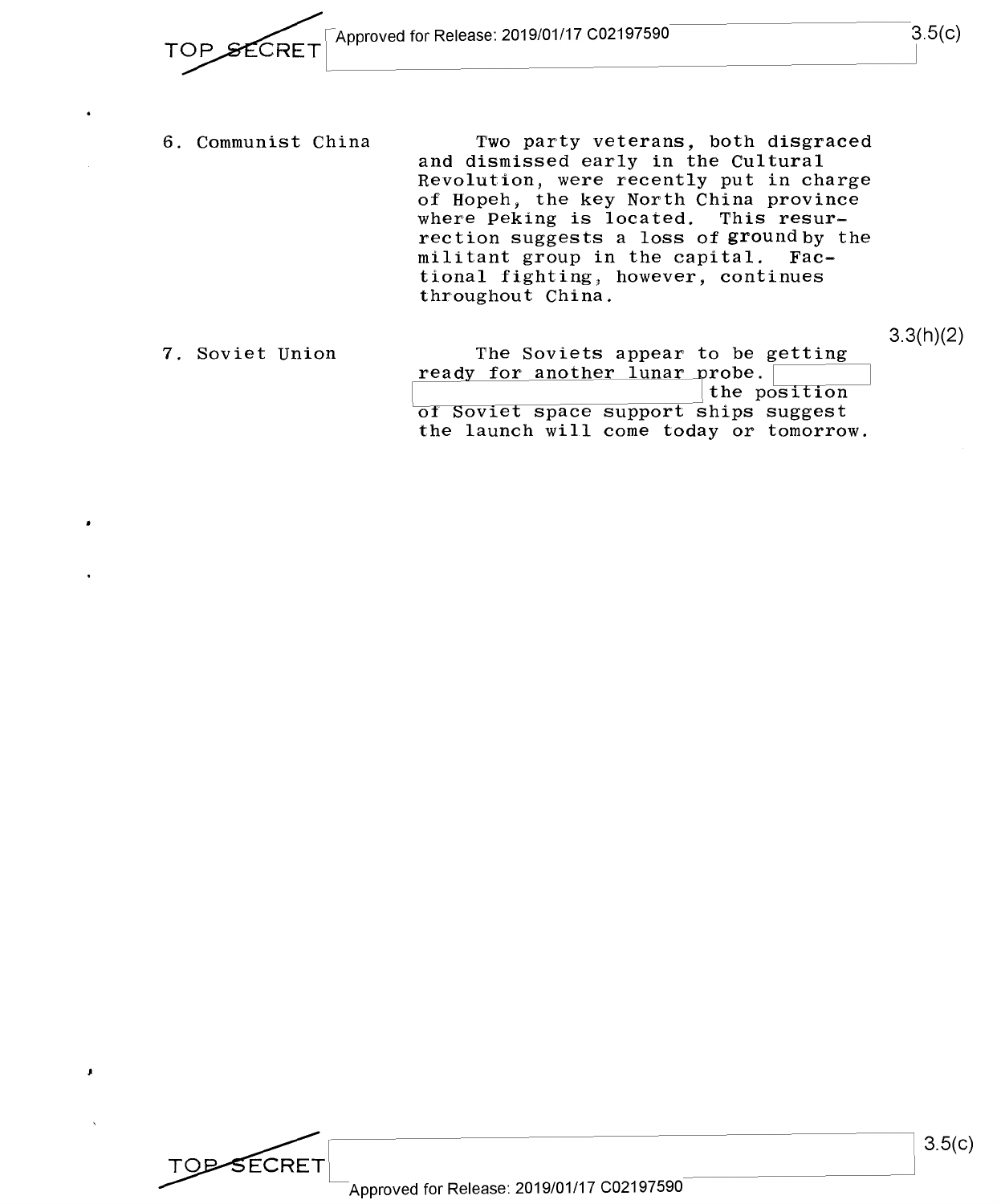6. Communist China

Two party veterans, both disgraced and dismissed early in the Cultural Revolution, were recently put in charge of Hopeh, the key North China province where Peking is located. This resurrection suggests a loss of ground by the militant group in the capital. Factional fighting, however, continues throughout China.

7. Soviet Union

The Soviets appear to be getting ready for another lunar probe. [redacted] the position of Soviet space support ships suggest the launch will come today or tomorrow.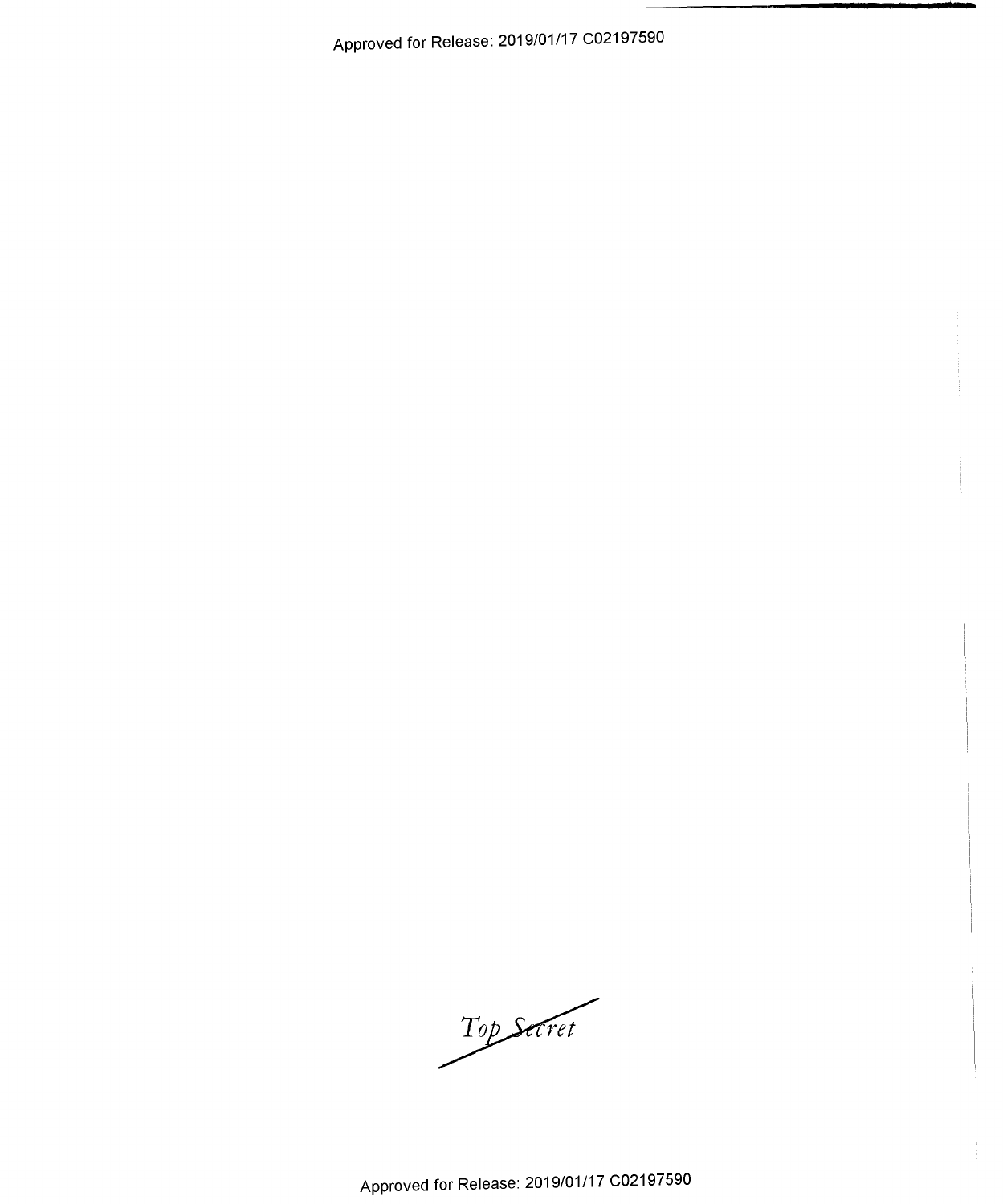Top Secret